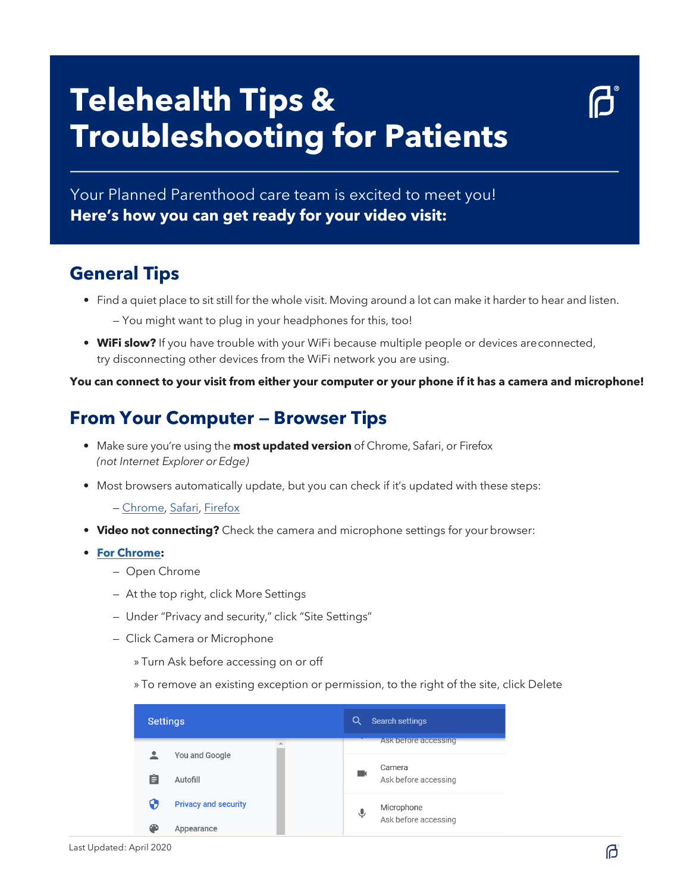# Telehealth Tips & Troubleshooting for Patients

Your Planned Parenthood care team is excited to meet you!
**Here's how you can get ready for your video visit:**

## General Tips

- Find a quiet place to sit still for the whole visit. Moving around a lot can make it harder to hear and listen.
  – You might want to plug in your headphones for this, too!
- **WiFi slow?** If you have trouble with your WiFi because multiple people or devices are connected, try disconnecting other devices from the WiFi network you are using.

**You can connect to your visit from either your computer or your phone if it has a camera and microphone!**

## From Your Computer – Browser Tips

- Make sure you're using the **most updated version** of Chrome, Safari, or Firefox *(not Internet Explorer or Edge)*
- Most browsers automatically update, but you can check if it's updated with these steps:
  – Chrome, Safari, Firefox
- **Video not connecting?** Check the camera and microphone settings for your browser:
- **For Chrome**:
  – Open Chrome
  – At the top right, click More Settings
  – Under "Privacy and security," click "Site Settings"
  – Click Camera or Microphone
    » Turn Ask before accessing on or off
    » To remove an existing exception or permission, to the right of the site, click Delete

Settings
Search settings
You and Google
Autofill
Privacy and security
Appearance
Ask before accessing
Camera
Ask before accessing
Microphone
Ask before accessing

Last Updated: April 2020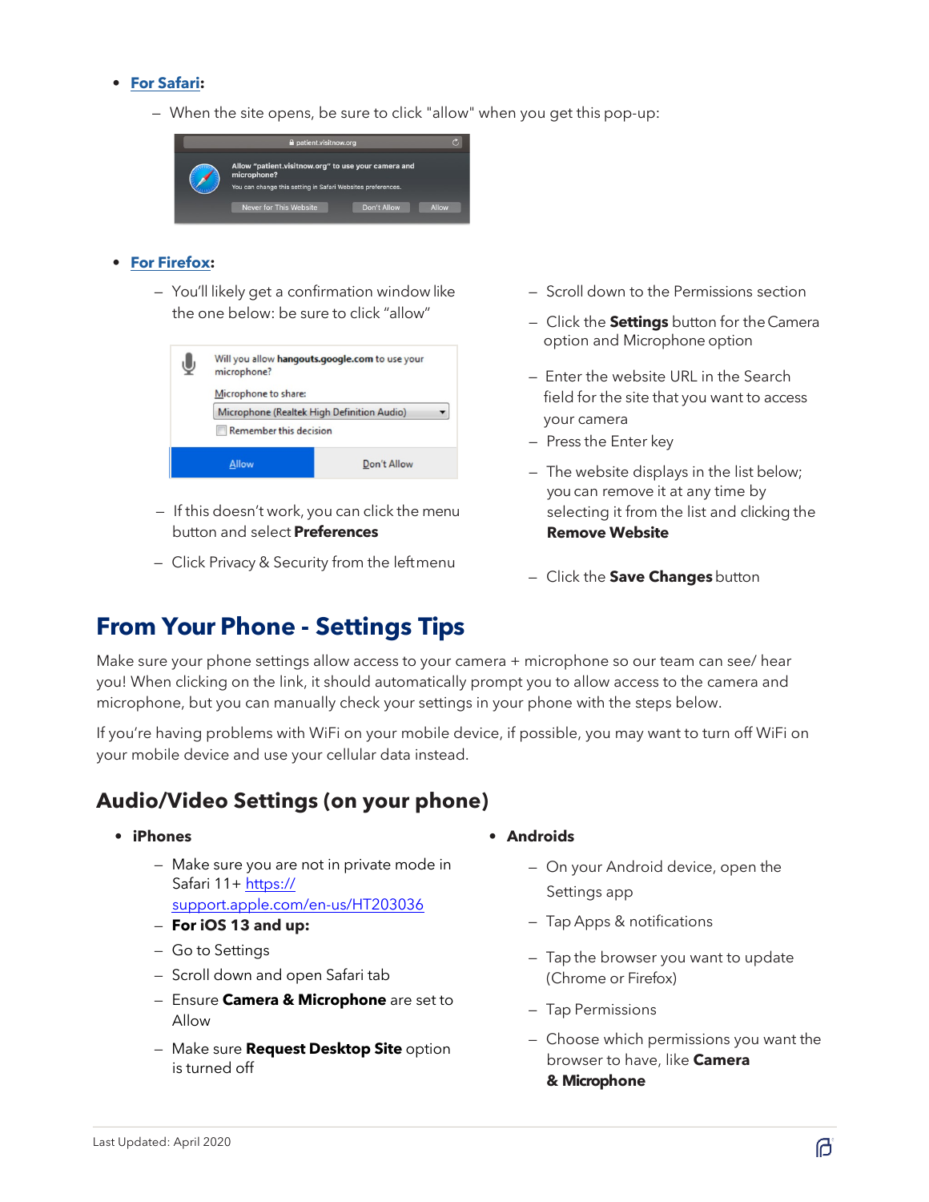- **For Safari**:
  - When the site opens, be sure to click "allow" when you get this pop-up:

- **For Firefox**:
  - You'll likely get a confirmation window like the one below: be sure to click "allow"
  - If this doesn't work, you can click the menu button and select **Preferences**
  - Click Privacy & Security from the left menu
  - Scroll down to the Permissions section
  - Click the **Settings** button for the Camera option and Microphone option
  - Enter the website URL in the Search field for the site that you want to access your camera
  - Press the Enter key
  - The website displays in the list below; you can remove it at any time by selecting it from the list and clicking the **Remove Website**
  - Click the **Save Changes** button

# From Your Phone - Settings Tips

Make sure your phone settings allow access to your camera + microphone so our team can see/ hear you! When clicking on the link, it should automatically prompt you to allow access to the camera and microphone, but you can manually check your settings in your phone with the steps below.

If you're having problems with WiFi on your mobile device, if possible, you may want to turn off WiFi on your mobile device and use your cellular data instead.

## Audio/Video Settings (on your phone)

- **iPhones**
  - Make sure you are not in private mode in Safari 11+ https://support.apple.com/en-us/HT203036
  - **For iOS 13 and up:**
  - Go to Settings
  - Scroll down and open Safari tab
  - Ensure **Camera & Microphone** are set to Allow
  - Make sure **Request Desktop Site** option is turned off
- **Androids**
  - On your Android device, open the Settings app
  - Tap Apps & notifications
  - Tap the browser you want to update (Chrome or Firefox)
  - Tap Permissions
  - Choose which permissions you want the browser to have, like **Camera & Microphone**

Last Updated: April 2020